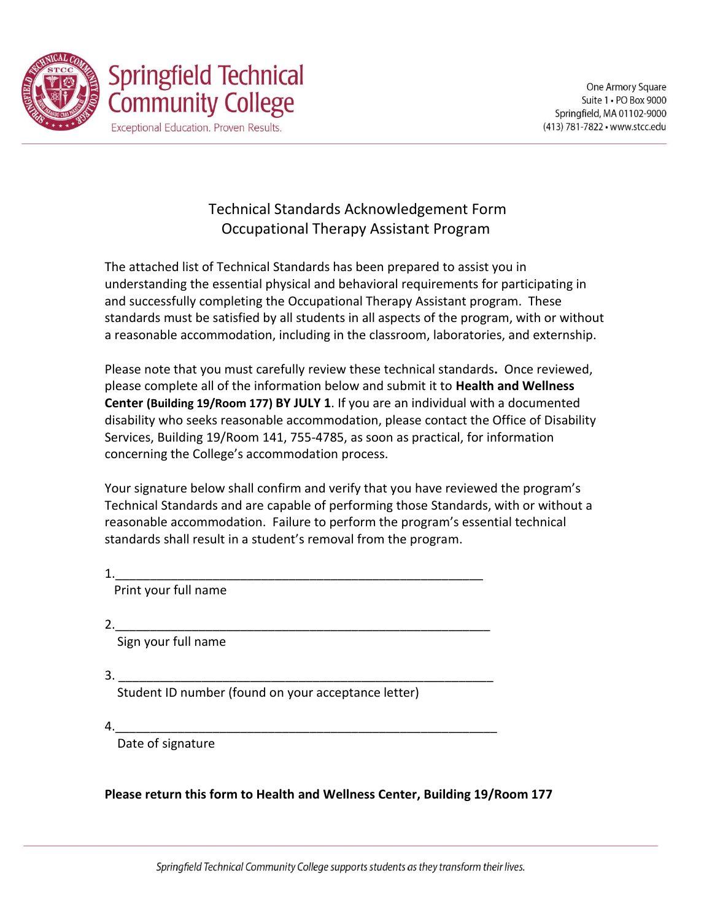# Springfield Technical Community College

Exceptional Education. Proven Results.

One Armory Square
Suite 1 • PO Box 9000
Springfield, MA 01102-9000
(413) 781-7822 • www.stcc.edu

## Technical Standards Acknowledgement Form
## Occupational Therapy Assistant Program

The attached list of Technical Standards has been prepared to assist you in understanding the essential physical and behavioral requirements for participating in and successfully completing the Occupational Therapy Assistant program. These standards must be satisfied by all students in all aspects of the program, with or without a reasonable accommodation, including in the classroom, laboratories, and externship.

Please note that you must carefully review these technical standards**.** Once reviewed, please complete all of the information below and submit it to **Health and Wellness Center (Building 19/Room 177) BY JULY 1**. If you are an individual with a documented disability who seeks reasonable accommodation, please contact the Office of Disability Services, Building 19/Room 141, 755-4785, as soon as practical, for information concerning the College's accommodation process.

Your signature below shall confirm and verify that you have reviewed the program's Technical Standards and are capable of performing those Standards, with or without a reasonable accommodation. Failure to perform the program's essential technical standards shall result in a student's removal from the program.

1.________________________________________________________
Print your full name

2.________________________________________________________
Sign your full name

3. ________________________________________________________
Student ID number (found on your acceptance letter)

4.________________________________________________________
Date of signature

**Please return this form to Health and Wellness Center, Building 19/Room 177**

*Springfield Technical Community College supports students as they transform their lives.*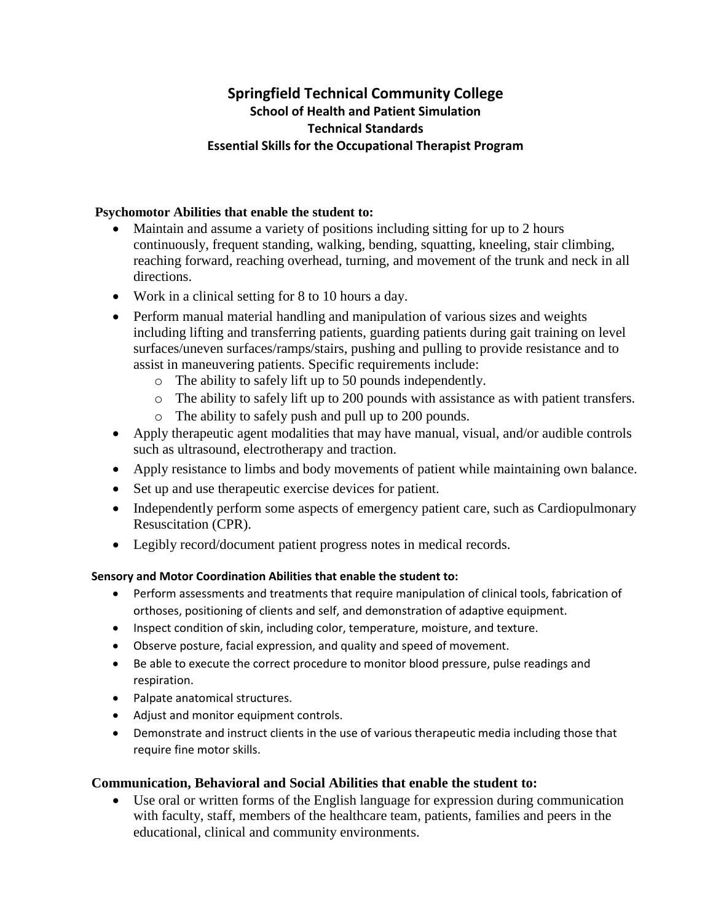# Springfield Technical Community College

## School of Health and Patient Simulation

## Technical Standards

## Essential Skills for the Occupational Therapist Program

**Psychomotor Abilities that enable the student to:**

- Maintain and assume a variety of positions including sitting for up to 2 hours continuously, frequent standing, walking, bending, squatting, kneeling, stair climbing, reaching forward, reaching overhead, turning, and movement of the trunk and neck in all directions.
- Work in a clinical setting for 8 to 10 hours a day.
- Perform manual material handling and manipulation of various sizes and weights including lifting and transferring patients, guarding patients during gait training on level surfaces/uneven surfaces/ramps/stairs, pushing and pulling to provide resistance and to assist in maneuvering patients. Specific requirements include:
  - The ability to safely lift up to 50 pounds independently.
  - The ability to safely lift up to 200 pounds with assistance as with patient transfers.
  - The ability to safely push and pull up to 200 pounds.
- Apply therapeutic agent modalities that may have manual, visual, and/or audible controls such as ultrasound, electrotherapy and traction.
- Apply resistance to limbs and body movements of patient while maintaining own balance.
- Set up and use therapeutic exercise devices for patient.
- Independently perform some aspects of emergency patient care, such as Cardiopulmonary Resuscitation (CPR).
- Legibly record/document patient progress notes in medical records.

**Sensory and Motor Coordination Abilities that enable the student to:**

- Perform assessments and treatments that require manipulation of clinical tools, fabrication of orthoses, positioning of clients and self, and demonstration of adaptive equipment.
- Inspect condition of skin, including color, temperature, moisture, and texture.
- Observe posture, facial expression, and quality and speed of movement.
- Be able to execute the correct procedure to monitor blood pressure, pulse readings and respiration.
- Palpate anatomical structures.
- Adjust and monitor equipment controls.
- Demonstrate and instruct clients in the use of various therapeutic media including those that require fine motor skills.

**Communication, Behavioral and Social Abilities that enable the student to:**

- Use oral or written forms of the English language for expression during communication with faculty, staff, members of the healthcare team, patients, families and peers in the educational, clinical and community environments.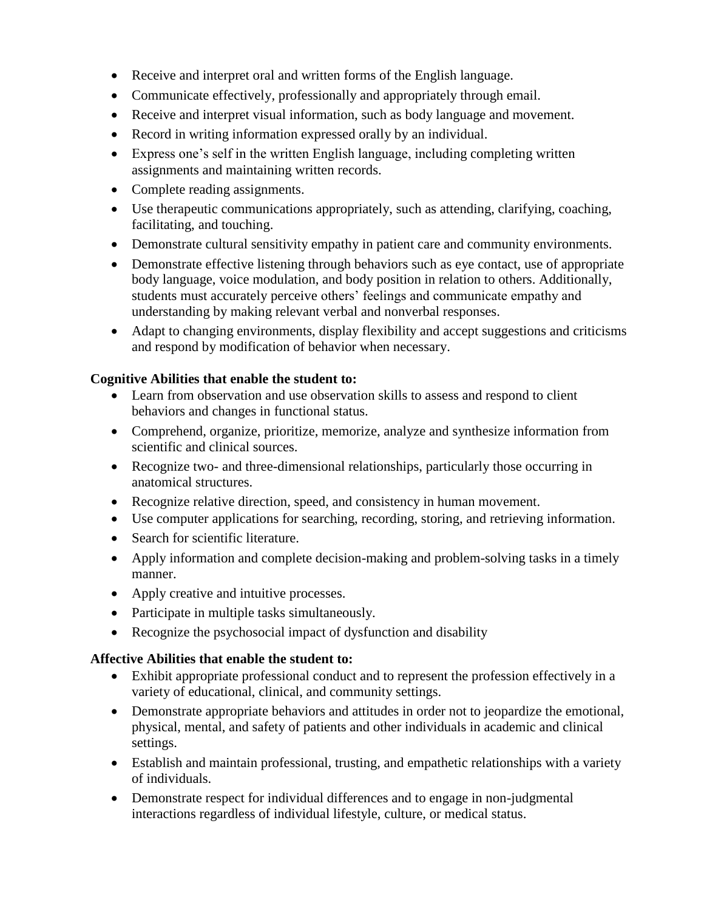- Receive and interpret oral and written forms of the English language.
- Communicate effectively, professionally and appropriately through email.
- Receive and interpret visual information, such as body language and movement.
- Record in writing information expressed orally by an individual.
- Express one's self in the written English language, including completing written assignments and maintaining written records.
- Complete reading assignments.
- Use therapeutic communications appropriately, such as attending, clarifying, coaching, facilitating, and touching.
- Demonstrate cultural sensitivity empathy in patient care and community environments.
- Demonstrate effective listening through behaviors such as eye contact, use of appropriate body language, voice modulation, and body position in relation to others. Additionally, students must accurately perceive others' feelings and communicate empathy and understanding by making relevant verbal and nonverbal responses.
- Adapt to changing environments, display flexibility and accept suggestions and criticisms and respond by modification of behavior when necessary.

**Cognitive Abilities that enable the student to:**

- Learn from observation and use observation skills to assess and respond to client behaviors and changes in functional status.
- Comprehend, organize, prioritize, memorize, analyze and synthesize information from scientific and clinical sources.
- Recognize two- and three-dimensional relationships, particularly those occurring in anatomical structures.
- Recognize relative direction, speed, and consistency in human movement.
- Use computer applications for searching, recording, storing, and retrieving information.
- Search for scientific literature.
- Apply information and complete decision-making and problem-solving tasks in a timely manner.
- Apply creative and intuitive processes.
- Participate in multiple tasks simultaneously.
- Recognize the psychosocial impact of dysfunction and disability

**Affective Abilities that enable the student to:**

- Exhibit appropriate professional conduct and to represent the profession effectively in a variety of educational, clinical, and community settings.
- Demonstrate appropriate behaviors and attitudes in order not to jeopardize the emotional, physical, mental, and safety of patients and other individuals in academic and clinical settings.
- Establish and maintain professional, trusting, and empathetic relationships with a variety of individuals.
- Demonstrate respect for individual differences and to engage in non-judgmental interactions regardless of individual lifestyle, culture, or medical status.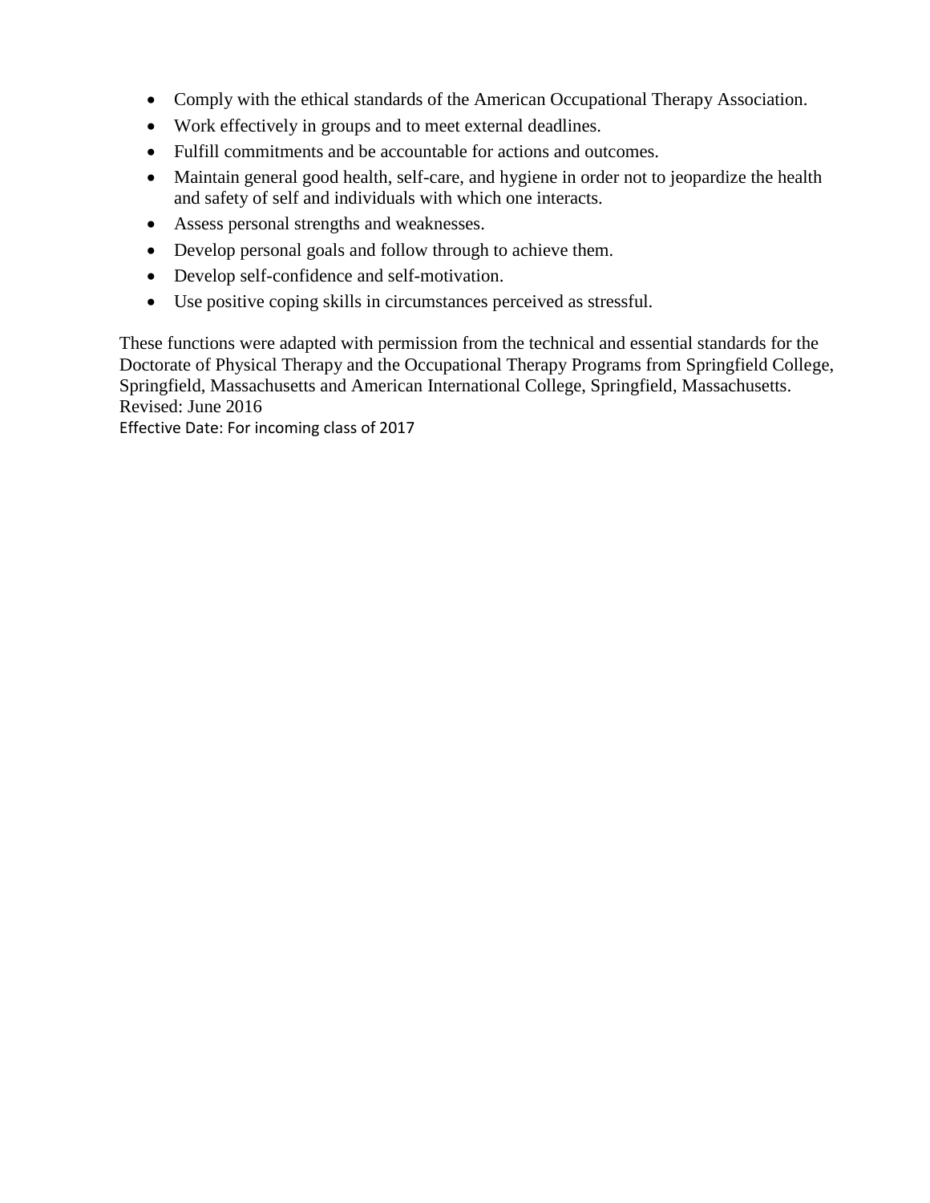- Comply with the ethical standards of the American Occupational Therapy Association.
- Work effectively in groups and to meet external deadlines.
- Fulfill commitments and be accountable for actions and outcomes.
- Maintain general good health, self-care, and hygiene in order not to jeopardize the health and safety of self and individuals with which one interacts.
- Assess personal strengths and weaknesses.
- Develop personal goals and follow through to achieve them.
- Develop self-confidence and self-motivation.
- Use positive coping skills in circumstances perceived as stressful.

These functions were adapted with permission from the technical and essential standards for the Doctorate of Physical Therapy and the Occupational Therapy Programs from Springfield College, Springfield, Massachusetts and American International College, Springfield, Massachusetts.
Revised: June 2016
Effective Date: For incoming class of 2017